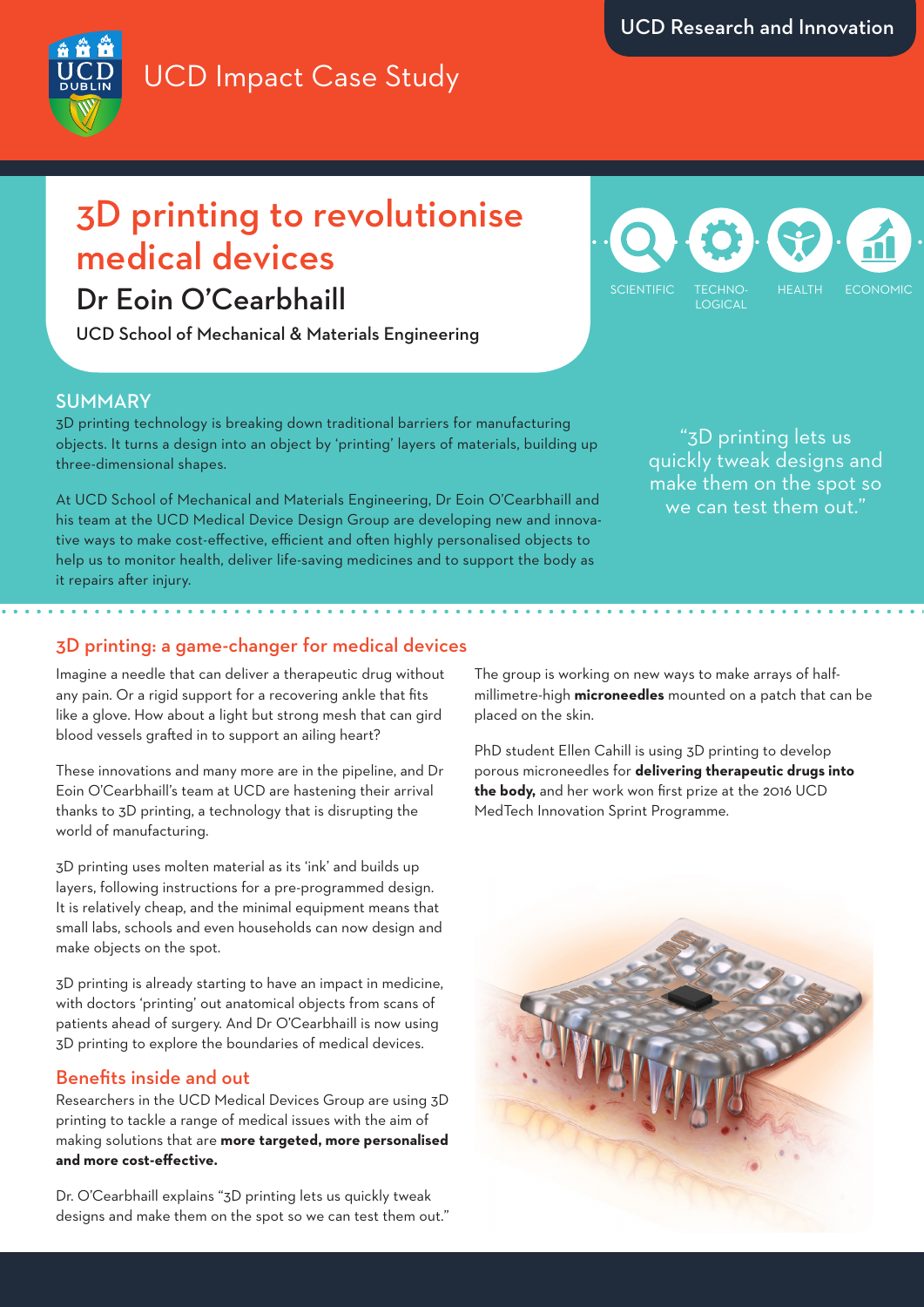UCD Research and Innovation

UCD Impact Case Study

# 3D printing to revolutionise medical devices

## Dr Eoin O'Cearbhaill

UCD School of Mechanical & Materials Engineering

SCIENTIFIC | TECHNOLOGICAL | HEALTH | ECONOMIC

## SUMMARY

3D printing technology is breaking down traditional barriers for manufacturing objects. It turns a design into an object by 'printing' layers of materials, building up three-dimensional shapes.

At UCD School of Mechanical and Materials Engineering, Dr Eoin O'Cearbhaill and his team at the UCD Medical Device Design Group are developing new and innovative ways to make cost-effective, efficient and often highly personalised objects to help us to monitor health, deliver life-saving medicines and to support the body as it repairs after injury.

"3D printing lets us quickly tweak designs and make them on the spot so we can test them out."

## 3D printing: a game-changer for medical devices

Imagine a needle that can deliver a therapeutic drug without any pain. Or a rigid support for a recovering ankle that fits like a glove. How about a light but strong mesh that can gird blood vessels grafted in to support an ailing heart?

These innovations and many more are in the pipeline, and Dr Eoin O'Cearbhaill's team at UCD are hastening their arrival thanks to 3D printing, a technology that is disrupting the world of manufacturing.

3D printing uses molten material as its 'ink' and builds up layers, following instructions for a pre-programmed design. It is relatively cheap, and the minimal equipment means that small labs, schools and even households can now design and make objects on the spot.

3D printing is already starting to have an impact in medicine, with doctors 'printing' out anatomical objects from scans of patients ahead of surgery. And Dr O'Cearbhaill is now using 3D printing to explore the boundaries of medical devices.

## Benefits inside and out

Researchers in the UCD Medical Devices Group are using 3D printing to tackle a range of medical issues with the aim of making solutions that are **more targeted, more personalised and more cost-effective.**

Dr. O'Cearbhaill explains "3D printing lets us quickly tweak designs and make them on the spot so we can test them out."

The group is working on new ways to make arrays of half-millimetre-high **microneedles** mounted on a patch that can be placed on the skin.

PhD student Ellen Cahill is using 3D printing to develop porous microneedles for **delivering therapeutic drugs into the body,** and her work won first prize at the 2016 UCD MedTech Innovation Sprint Programme.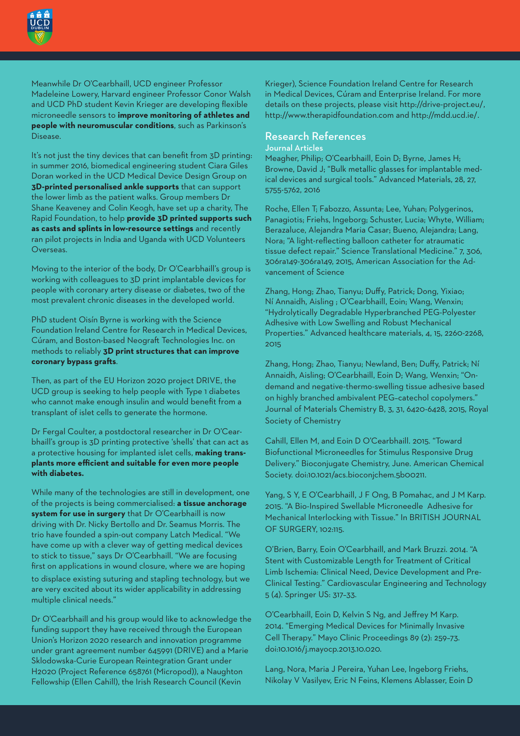Meanwhile Dr O'Cearbhaill, UCD engineer Professor Madeleine Lowery, Harvard engineer Professor Conor Walsh and UCD PhD student Kevin Krieger are developing flexible microneedle sensors to **improve monitoring of athletes and people with neuromuscular conditions**, such as Parkinson's Disease.

It's not just the tiny devices that can benefit from 3D printing: in summer 2016, biomedical engineering student Ciara Giles Doran worked in the UCD Medical Device Design Group on **3D-printed personalised ankle supports** that can support the lower limb as the patient walks. Group members Dr Shane Keaveney and Colin Keogh, have set up a charity, The Rapid Foundation, to help **provide 3D printed supports such as casts and splints in low-resource settings** and recently ran pilot projects in India and Uganda with UCD Volunteers Overseas.

Moving to the interior of the body, Dr O'Cearbhaill's group is working with colleagues to 3D print implantable devices for people with coronary artery disease or diabetes, two of the most prevalent chronic diseases in the developed world.

PhD student Oisín Byrne is working with the Science Foundation Ireland Centre for Research in Medical Devices, Cúram, and Boston-based Neograft Technologies Inc. on methods to reliably **3D print structures that can improve coronary bypass grafts**.

Then, as part of the EU Horizon 2020 project DRIVE, the UCD group is seeking to help people with Type 1 diabetes who cannot make enough insulin and would benefit from a transplant of islet cells to generate the hormone.

Dr Fergal Coulter, a postdoctoral researcher in Dr O'Cearbhaill's group is 3D printing protective 'shells' that can act as a protective housing for implanted islet cells, **making transplants more efficient and suitable for even more people with diabetes.**

While many of the technologies are still in development, one of the projects is being commercialised: **a tissue anchorage system for use in surgery** that Dr O'Cearbhaill is now driving with Dr. Nicky Bertollo and Dr. Seamus Morris. The trio have founded a spin-out company Latch Medical. "We have come up with a clever way of getting medical devices to stick to tissue," says Dr O'Cearbhaill. "We are focusing first on applications in wound closure, where we are hoping to displace existing suturing and stapling technology, but we are very excited about its wider applicability in addressing multiple clinical needs."

Dr O'Cearbhaill and his group would like to acknowledge the funding support they have received through the European Union's Horizon 2020 research and innovation programme under grant agreement number 645991 (DRIVE) and a Marie Sklodowska-Curie European Reintegration Grant under H2020 (Project Reference 658761 (Micropod)), a Naughton Fellowship (Ellen Cahill), the Irish Research Council (Kevin Krieger), Science Foundation Ireland Centre for Research in Medical Devices, Cúram and Enterprise Ireland. For more details on these projects, please visit http://drive-project.eu/, http://www.therapidfoundation.com and http://mdd.ucd.ie/.

## Research References

### Journal Articles

Meagher, Philip; O'Cearbhaill, Eoin D; Byrne, James H; Browne, David J; "Bulk metallic glasses for implantable medical devices and surgical tools." Advanced Materials, 28, 27, 5755-5762, 2016

Roche, Ellen T; Fabozzo, Assunta; Lee, Yuhan; Polygerinos, Panagiotis; Friehs, Ingeborg; Schuster, Lucia; Whyte, William; Berazaluce, Alejandra Maria Casar; Bueno, Alejandra; Lang, Nora; "A light-reflecting balloon catheter for atraumatic tissue defect repair." Science Translational Medicine." 7, 306, 306ra149-306ra149, 2015, American Association for the Advancement of Science

Zhang, Hong; Zhao, Tianyu; Duffy, Patrick; Dong, Yixiao; Ní Annaidh, Aisling ; O'Cearbhaill, Eoin; Wang, Wenxin; "Hydrolytically Degradable Hyperbranched PEG-Polyester Adhesive with Low Swelling and Robust Mechanical Properties." Advanced healthcare materials, 4, 15, 2260-2268, 2015

Zhang, Hong; Zhao, Tianyu; Newland, Ben; Duffy, Patrick; Ní Annaidh, Aisling; O'Cearbhaill, Eoin D; Wang, Wenxin; "On-demand and negative-thermo-swelling tissue adhesive based on highly branched ambivalent PEG–catechol copolymers." Journal of Materials Chemistry B, 3, 31, 6420-6428, 2015, Royal Society of Chemistry

Cahill, Ellen M, and Eoin D O'Cearbhaill. 2015. "Toward Biofunctional Microneedles for Stimulus Responsive Drug Delivery." Bioconjugate Chemistry, June. American Chemical Society. doi:10.1021/acs.bioconjchem.5b00211.

Yang, S Y, E O'Cearbhaill, J F Ong, B Pomahac, and J M Karp. 2015. "A Bio-Inspired Swellable Microneedle Adhesive for Mechanical Interlocking with Tissue." In BRITISH JOURNAL OF SURGERY, 102:115.

O'Brien, Barry, Eoin O'Cearbhaill, and Mark Bruzzi. 2014. "A Stent with Customizable Length for Treatment of Critical Limb Ischemia: Clinical Need, Device Development and Pre-Clinical Testing." Cardiovascular Engineering and Technology 5 (4). Springer US: 317–33.

O'Cearbhaill, Eoin D, Kelvin S Ng, and Jeffrey M Karp. 2014. "Emerging Medical Devices for Minimally Invasive Cell Therapy." Mayo Clinic Proceedings 89 (2): 259–73. doi:10.1016/j.mayocp.2013.10.020.

Lang, Nora, Maria J Pereira, Yuhan Lee, Ingeborg Friehs, Nikolay V Vasilyev, Eric N Feins, Klemens Ablasser, Eoin D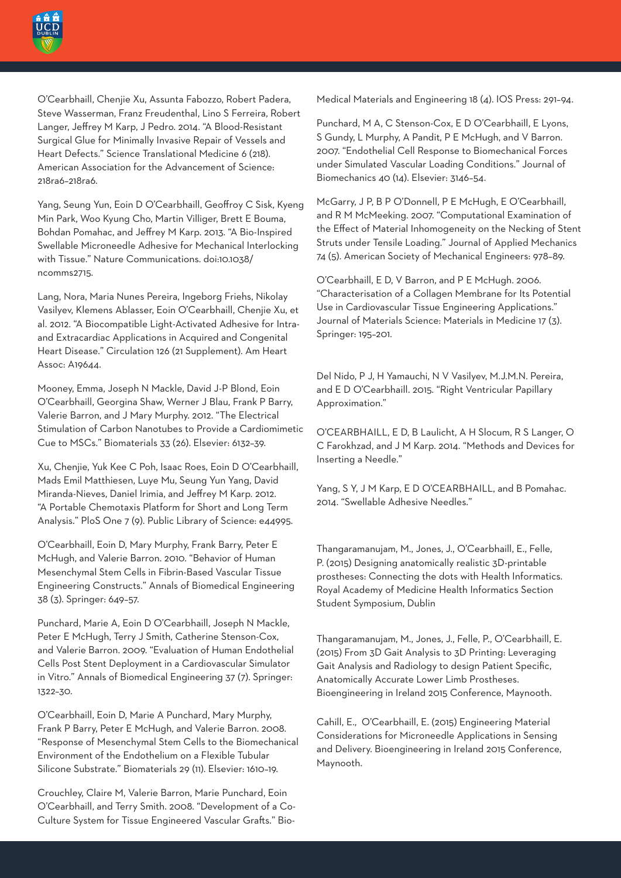O'Cearbhaill, Chenjie Xu, Assunta Fabozzo, Robert Padera, Steve Wasserman, Franz Freudenthal, Lino S Ferreira, Robert Langer, Jeffrey M Karp, J Pedro. 2014. "A Blood-Resistant Surgical Glue for Minimally Invasive Repair of Vessels and Heart Defects." Science Translational Medicine 6 (218). American Association for the Advancement of Science: 218ra6–218ra6.

Yang, Seung Yun, Eoin D O'Cearbhaill, Geoffroy C Sisk, Kyeng Min Park, Woo Kyung Cho, Martin Villiger, Brett E Bouma, Bohdan Pomahac, and Jeffrey M Karp. 2013. "A Bio-Inspired Swellable Microneedle Adhesive for Mechanical Interlocking with Tissue." Nature Communications. doi:10.1038/ncomms2715.

Lang, Nora, Maria Nunes Pereira, Ingeborg Friehs, Nikolay Vasilyev, Klemens Ablasser, Eoin O'Cearbhaill, Chenjie Xu, et al. 2012. "A Biocompatible Light-Activated Adhesive for Intra- and Extracardiac Applications in Acquired and Congenital Heart Disease." Circulation 126 (21 Supplement). Am Heart Assoc: A19644.

Mooney, Emma, Joseph N Mackle, David J-P Blond, Eoin O'Cearbhaill, Georgina Shaw, Werner J Blau, Frank P Barry, Valerie Barron, and J Mary Murphy. 2012. "The Electrical Stimulation of Carbon Nanotubes to Provide a Cardiomimetic Cue to MSCs." Biomaterials 33 (26). Elsevier: 6132–39.

Xu, Chenjie, Yuk Kee C Poh, Isaac Roes, Eoin D O'Cearbhaill, Mads Emil Matthiesen, Luye Mu, Seung Yun Yang, David Miranda-Nieves, Daniel Irimia, and Jeffrey M Karp. 2012. "A Portable Chemotaxis Platform for Short and Long Term Analysis." PloS One 7 (9). Public Library of Science: e44995.

O'Cearbhaill, Eoin D, Mary Murphy, Frank Barry, Peter E McHugh, and Valerie Barron. 2010. "Behavior of Human Mesenchymal Stem Cells in Fibrin-Based Vascular Tissue Engineering Constructs." Annals of Biomedical Engineering 38 (3). Springer: 649–57.

Punchard, Marie A, Eoin D O'Cearbhaill, Joseph N Mackle, Peter E McHugh, Terry J Smith, Catherine Stenson-Cox, and Valerie Barron. 2009. "Evaluation of Human Endothelial Cells Post Stent Deployment in a Cardiovascular Simulator in Vitro." Annals of Biomedical Engineering 37 (7). Springer: 1322–30.

O'Cearbhaill, Eoin D, Marie A Punchard, Mary Murphy, Frank P Barry, Peter E McHugh, and Valerie Barron. 2008. "Response of Mesenchymal Stem Cells to the Biomechanical Environment of the Endothelium on a Flexible Tubular Silicone Substrate." Biomaterials 29 (11). Elsevier: 1610–19.

Crouchley, Claire M, Valerie Barron, Marie Punchard, Eoin O'Cearbhaill, and Terry Smith. 2008. "Development of a Co-Culture System for Tissue Engineered Vascular Grafts." Bio-Medical Materials and Engineering 18 (4). IOS Press: 291–94.

Punchard, M A, C Stenson-Cox, E D O'Cearbhaill, E Lyons, S Gundy, L Murphy, A Pandit, P E McHugh, and V Barron. 2007. "Endothelial Cell Response to Biomechanical Forces under Simulated Vascular Loading Conditions." Journal of Biomechanics 40 (14). Elsevier: 3146–54.

McGarry, J P, B P O'Donnell, P E McHugh, E O'Cearbhaill, and R M McMeeking. 2007. "Computational Examination of the Effect of Material Inhomogeneity on the Necking of Stent Struts under Tensile Loading." Journal of Applied Mechanics 74 (5). American Society of Mechanical Engineers: 978–89.

O'Cearbhaill, E D, V Barron, and P E McHugh. 2006. "Characterisation of a Collagen Membrane for Its Potential Use in Cardiovascular Tissue Engineering Applications." Journal of Materials Science: Materials in Medicine 17 (3). Springer: 195–201.

Del Nido, P J, H Yamauchi, N V Vasilyev, M.J.M.N. Pereira, and E D O'Cearbhaill. 2015. "Right Ventricular Papillary Approximation."

O'CEARBHAILL, E D, B Laulicht, A H Slocum, R S Langer, O C Farokhzad, and J M Karp. 2014. "Methods and Devices for Inserting a Needle."

Yang, S Y, J M Karp, E D O'CEARBHAILL, and B Pomahac. 2014. "Swellable Adhesive Needles."

Thangaramanujam, M., Jones, J., O'Cearbhaill, E., Felle, P. (2015) Designing anatomically realistic 3D-printable prostheses: Connecting the dots with Health Informatics. Royal Academy of Medicine Health Informatics Section Student Symposium, Dublin

Thangaramanujam, M., Jones, J., Felle, P., O'Cearbhaill, E. (2015) From 3D Gait Analysis to 3D Printing: Leveraging Gait Analysis and Radiology to design Patient Specific, Anatomically Accurate Lower Limb Prostheses. Bioengineering in Ireland 2015 Conference, Maynooth.

Cahill, E., O'Cearbhaill, E. (2015) Engineering Material Considerations for Microneedle Applications in Sensing and Delivery. Bioengineering in Ireland 2015 Conference, Maynooth.